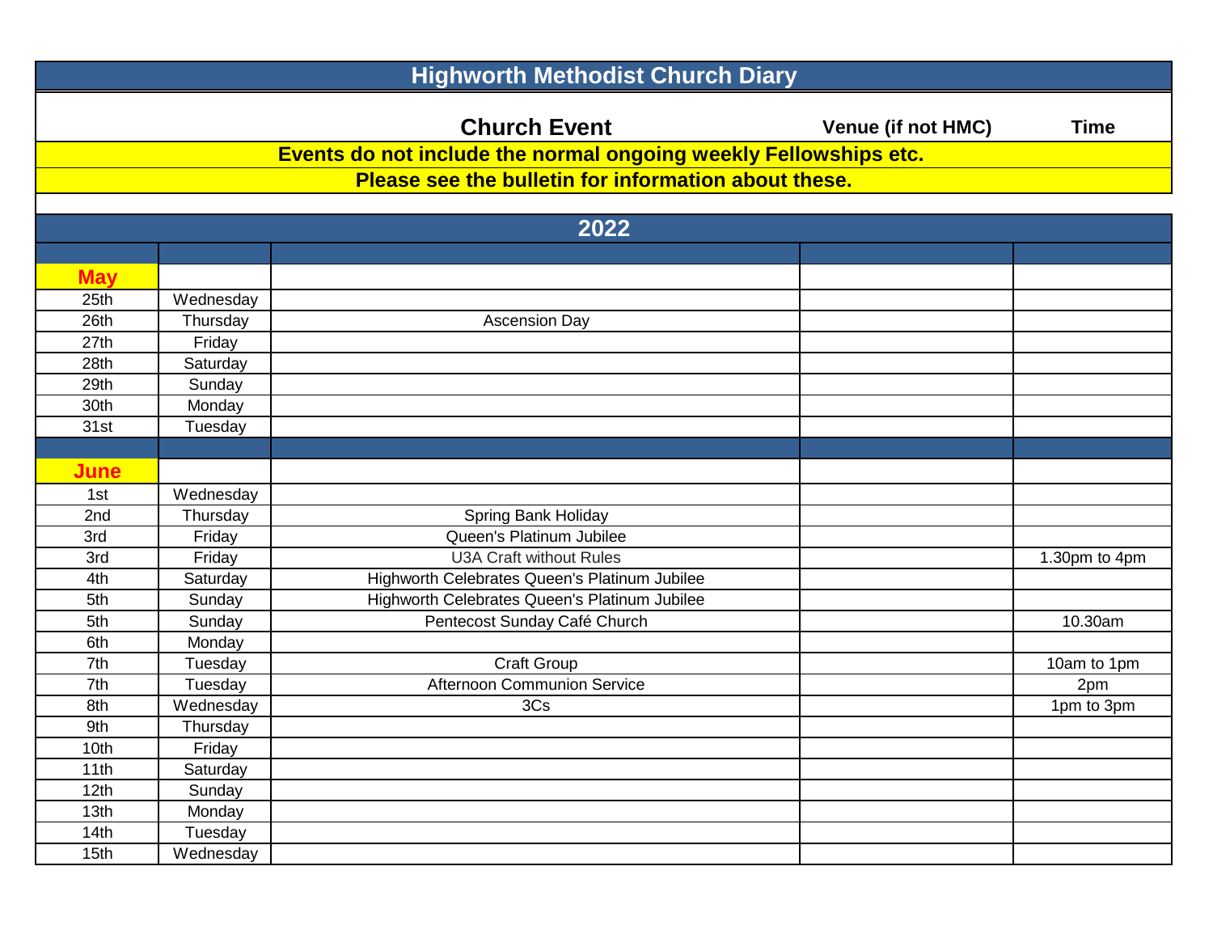# Highworth Methodist Church Diary

| | | Church Event | Venue (if not HMC) | Time |
|---|---|---|---|---|

**Events do not include the normal ongoing weekly Fellowships etc.**

**Please see the bulletin for information about these.**

## 2022

| | | Church Event | Venue (if not HMC) | Time |
|---|---|---|---|---|
| **May** | | | | |
| 25th | Wednesday | | | |
| 26th | Thursday | Ascension Day | | |
| 27th | Friday | | | |
| 28th | Saturday | | | |
| 29th | Sunday | | | |
| 30th | Monday | | | |
| 31st | Tuesday | | | |
| | | | | |
| **June** | | | | |
| 1st | Wednesday | | | |
| 2nd | Thursday | Spring Bank Holiday | | |
| 3rd | Friday | Queen's Platinum Jubilee | | |
| 3rd | Friday | U3A Craft without Rules | | 1.30pm to 4pm |
| 4th | Saturday | Highworth Celebrates Queen's Platinum Jubilee | | |
| 5th | Sunday | Highworth Celebrates Queen's Platinum Jubilee | | |
| 5th | Sunday | Pentecost Sunday Café Church | | 10.30am |
| 6th | Monday | | | |
| 7th | Tuesday | Craft Group | | 10am to 1pm |
| 7th | Tuesday | Afternoon Communion Service | | 2pm |
| 8th | Wednesday | 3Cs | | 1pm to 3pm |
| 9th | Thursday | | | |
| 10th | Friday | | | |
| 11th | Saturday | | | |
| 12th | Sunday | | | |
| 13th | Monday | | | |
| 14th | Tuesday | | | |
| 15th | Wednesday | | | |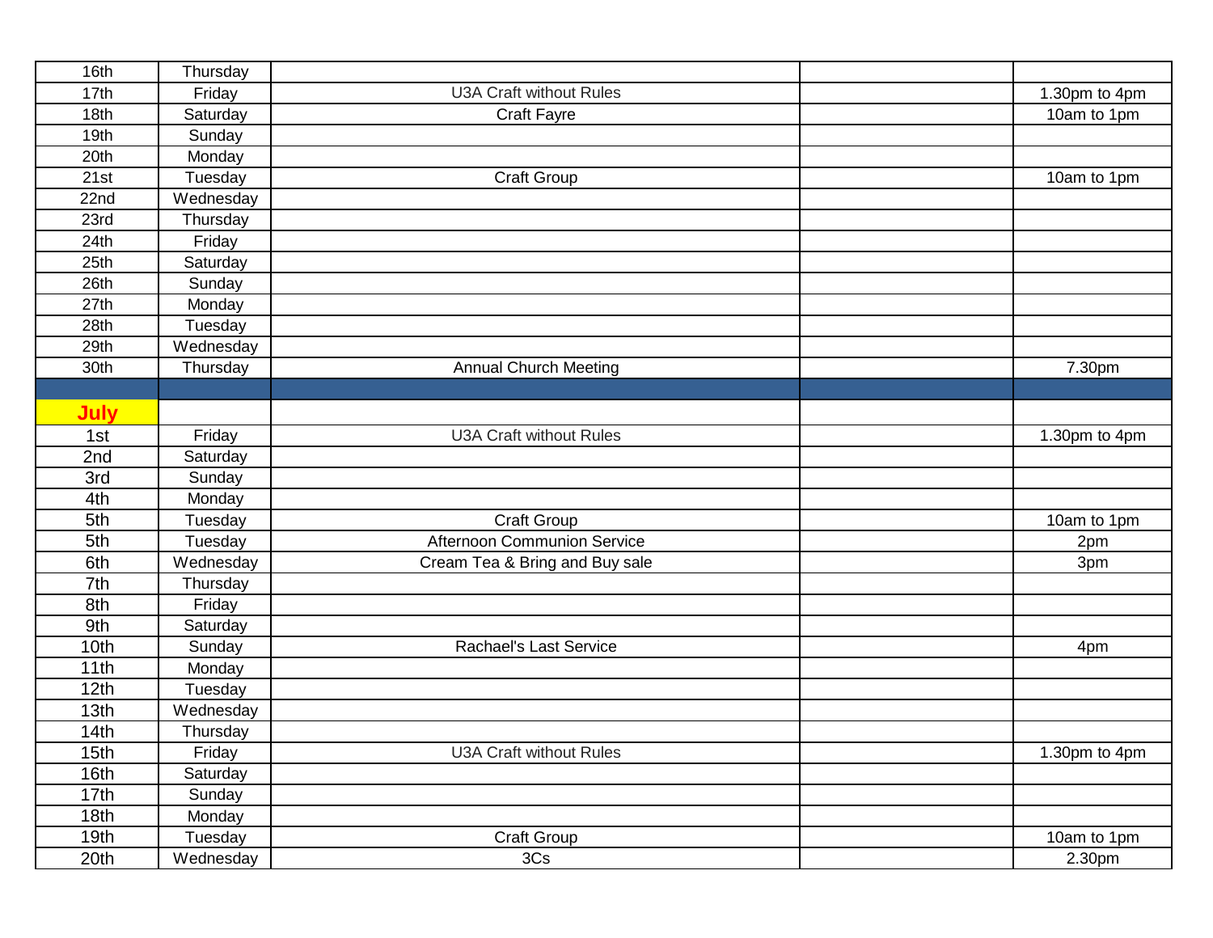| | | | | |
|---|---|---|---|---|
| 16th | Thursday | | | |
| 17th | Friday | U3A Craft without Rules | | 1.30pm to 4pm |
| 18th | Saturday | Craft Fayre | | 10am to 1pm |
| 19th | Sunday | | | |
| 20th | Monday | | | |
| 21st | Tuesday | Craft Group | | 10am to 1pm |
| 22nd | Wednesday | | | |
| 23rd | Thursday | | | |
| 24th | Friday | | | |
| 25th | Saturday | | | |
| 26th | Sunday | | | |
| 27th | Monday | | | |
| 28th | Tuesday | | | |
| 29th | Wednesday | | | |
| 30th | Thursday | Annual Church Meeting | | 7.30pm |
| | | | | |
| **July** | | | | |
| 1st | Friday | U3A Craft without Rules | | 1.30pm to 4pm |
| 2nd | Saturday | | | |
| 3rd | Sunday | | | |
| 4th | Monday | | | |
| 5th | Tuesday | Craft Group | | 10am to 1pm |
| 5th | Tuesday | Afternoon Communion Service | | 2pm |
| 6th | Wednesday | Cream Tea & Bring and Buy sale | | 3pm |
| 7th | Thursday | | | |
| 8th | Friday | | | |
| 9th | Saturday | | | |
| 10th | Sunday | Rachael's Last Service | | 4pm |
| 11th | Monday | | | |
| 12th | Tuesday | | | |
| 13th | Wednesday | | | |
| 14th | Thursday | | | |
| 15th | Friday | U3A Craft without Rules | | 1.30pm to 4pm |
| 16th | Saturday | | | |
| 17th | Sunday | | | |
| 18th | Monday | | | |
| 19th | Tuesday | Craft Group | | 10am to 1pm |
| 20th | Wednesday | 3Cs | | 2.30pm |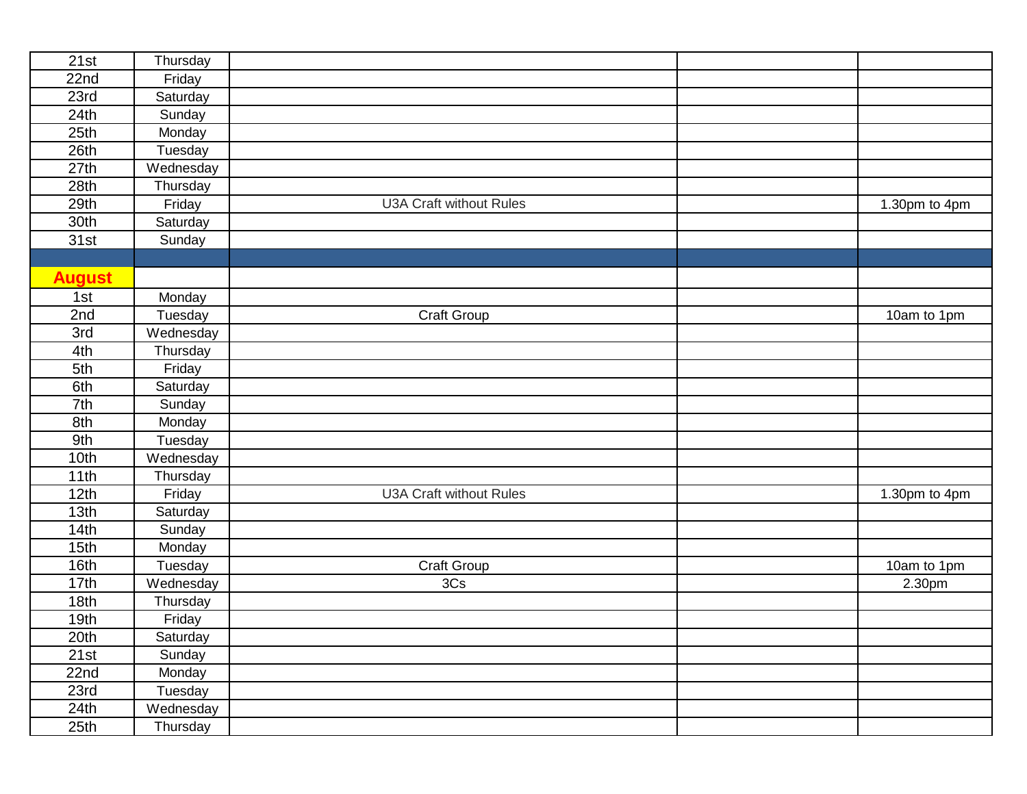| 21st | Thursday | | | |
|---|---|---|---|---|
| 22nd | Friday | | | |
| 23rd | Saturday | | | |
| 24th | Sunday | | | |
| 25th | Monday | | | |
| 26th | Tuesday | | | |
| 27th | Wednesday | | | |
| 28th | Thursday | | | |
| 29th | Friday | U3A Craft without Rules | | 1.30pm to 4pm |
| 30th | Saturday | | | |
| 31st | Sunday | | | |
| | | | | |
| **August** | | | | |
| 1st | Monday | | | |
| 2nd | Tuesday | Craft Group | | 10am to 1pm |
| 3rd | Wednesday | | | |
| 4th | Thursday | | | |
| 5th | Friday | | | |
| 6th | Saturday | | | |
| 7th | Sunday | | | |
| 8th | Monday | | | |
| 9th | Tuesday | | | |
| 10th | Wednesday | | | |
| 11th | Thursday | | | |
| 12th | Friday | U3A Craft without Rules | | 1.30pm to 4pm |
| 13th | Saturday | | | |
| 14th | Sunday | | | |
| 15th | Monday | | | |
| 16th | Tuesday | Craft Group | | 10am to 1pm |
| 17th | Wednesday | 3Cs | | 2.30pm |
| 18th | Thursday | | | |
| 19th | Friday | | | |
| 20th | Saturday | | | |
| 21st | Sunday | | | |
| 22nd | Monday | | | |
| 23rd | Tuesday | | | |
| 24th | Wednesday | | | |
| 25th | Thursday | | | |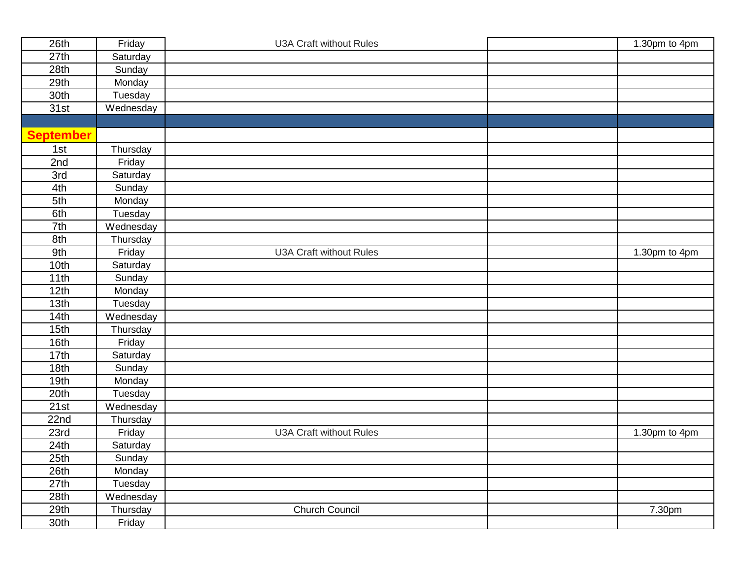| | | | | |
|---|---|---|---|---|
| 26th | Friday | U3A Craft without Rules | | 1.30pm to 4pm |
| 27th | Saturday | | | |
| 28th | Sunday | | | |
| 29th | Monday | | | |
| 30th | Tuesday | | | |
| 31st | Wednesday | | | |
| | | | | |
| **September** | | | | |
| 1st | Thursday | | | |
| 2nd | Friday | | | |
| 3rd | Saturday | | | |
| 4th | Sunday | | | |
| 5th | Monday | | | |
| 6th | Tuesday | | | |
| 7th | Wednesday | | | |
| 8th | Thursday | | | |
| 9th | Friday | U3A Craft without Rules | | 1.30pm to 4pm |
| 10th | Saturday | | | |
| 11th | Sunday | | | |
| 12th | Monday | | | |
| 13th | Tuesday | | | |
| 14th | Wednesday | | | |
| 15th | Thursday | | | |
| 16th | Friday | | | |
| 17th | Saturday | | | |
| 18th | Sunday | | | |
| 19th | Monday | | | |
| 20th | Tuesday | | | |
| 21st | Wednesday | | | |
| 22nd | Thursday | | | |
| 23rd | Friday | U3A Craft without Rules | | 1.30pm to 4pm |
| 24th | Saturday | | | |
| 25th | Sunday | | | |
| 26th | Monday | | | |
| 27th | Tuesday | | | |
| 28th | Wednesday | | | |
| 29th | Thursday | Church Council | | 7.30pm |
| 30th | Friday | | | |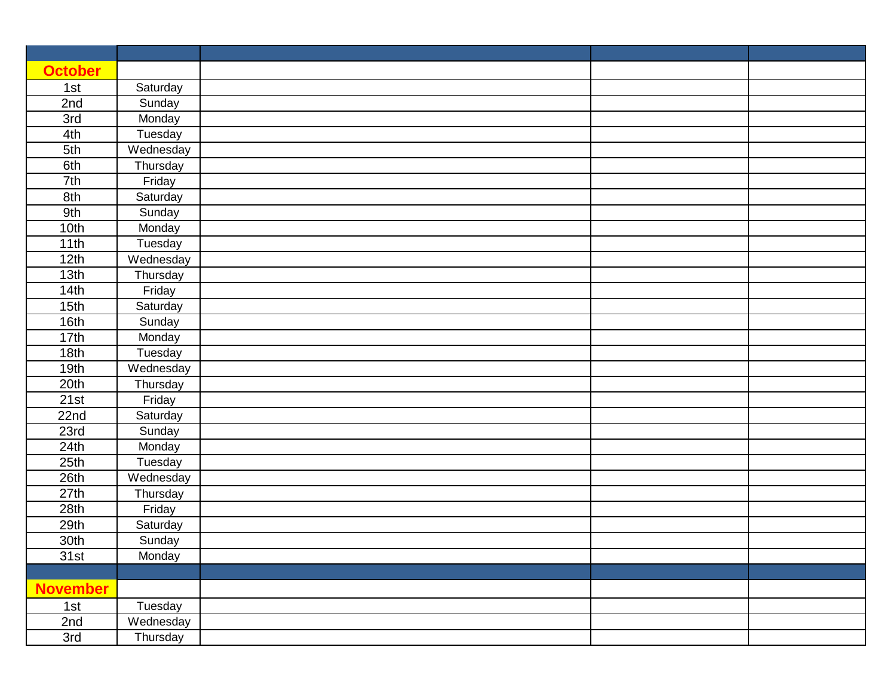| | | | | |
|---|---|---|---|---|
| **October** | | | | |
| 1st | Saturday | | | |
| 2nd | Sunday | | | |
| 3rd | Monday | | | |
| 4th | Tuesday | | | |
| 5th | Wednesday | | | |
| 6th | Thursday | | | |
| 7th | Friday | | | |
| 8th | Saturday | | | |
| 9th | Sunday | | | |
| 10th | Monday | | | |
| 11th | Tuesday | | | |
| 12th | Wednesday | | | |
| 13th | Thursday | | | |
| 14th | Friday | | | |
| 15th | Saturday | | | |
| 16th | Sunday | | | |
| 17th | Monday | | | |
| 18th | Tuesday | | | |
| 19th | Wednesday | | | |
| 20th | Thursday | | | |
| 21st | Friday | | | |
| 22nd | Saturday | | | |
| 23rd | Sunday | | | |
| 24th | Monday | | | |
| 25th | Tuesday | | | |
| 26th | Wednesday | | | |
| 27th | Thursday | | | |
| 28th | Friday | | | |
| 29th | Saturday | | | |
| 30th | Sunday | | | |
| 31st | Monday | | | |
| | | | | |
| **November** | | | | |
| 1st | Tuesday | | | |
| 2nd | Wednesday | | | |
| 3rd | Thursday | | | |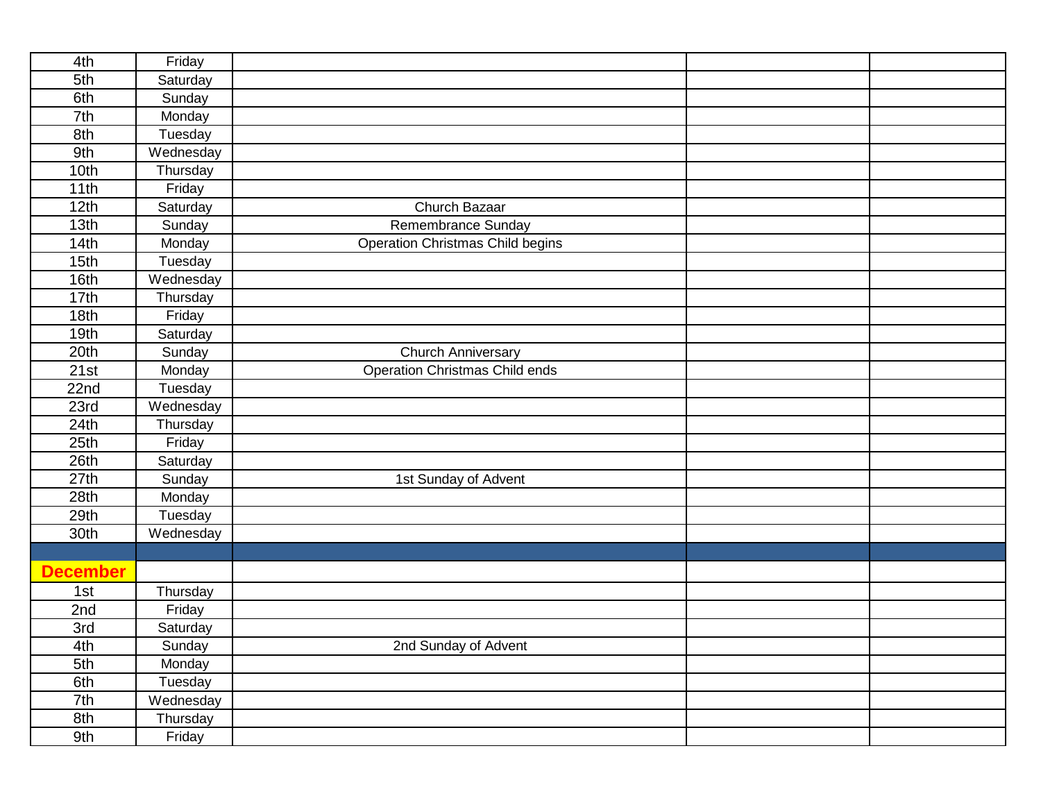| | | | | |
|---|---|---|---|---|
| 4th | Friday | | | |
| 5th | Saturday | | | |
| 6th | Sunday | | | |
| 7th | Monday | | | |
| 8th | Tuesday | | | |
| 9th | Wednesday | | | |
| 10th | Thursday | | | |
| 11th | Friday | | | |
| 12th | Saturday | Church Bazaar | | |
| 13th | Sunday | Remembrance Sunday | | |
| 14th | Monday | Operation Christmas Child begins | | |
| 15th | Tuesday | | | |
| 16th | Wednesday | | | |
| 17th | Thursday | | | |
| 18th | Friday | | | |
| 19th | Saturday | | | |
| 20th | Sunday | Church Anniversary | | |
| 21st | Monday | Operation Christmas Child ends | | |
| 22nd | Tuesday | | | |
| 23rd | Wednesday | | | |
| 24th | Thursday | | | |
| 25th | Friday | | | |
| 26th | Saturday | | | |
| 27th | Sunday | 1st Sunday of Advent | | |
| 28th | Monday | | | |
| 29th | Tuesday | | | |
| 30th | Wednesday | | | |
| | | | | |
| **December** | | | | |
| 1st | Thursday | | | |
| 2nd | Friday | | | |
| 3rd | Saturday | | | |
| 4th | Sunday | 2nd Sunday of Advent | | |
| 5th | Monday | | | |
| 6th | Tuesday | | | |
| 7th | Wednesday | | | |
| 8th | Thursday | | | |
| 9th | Friday | | | |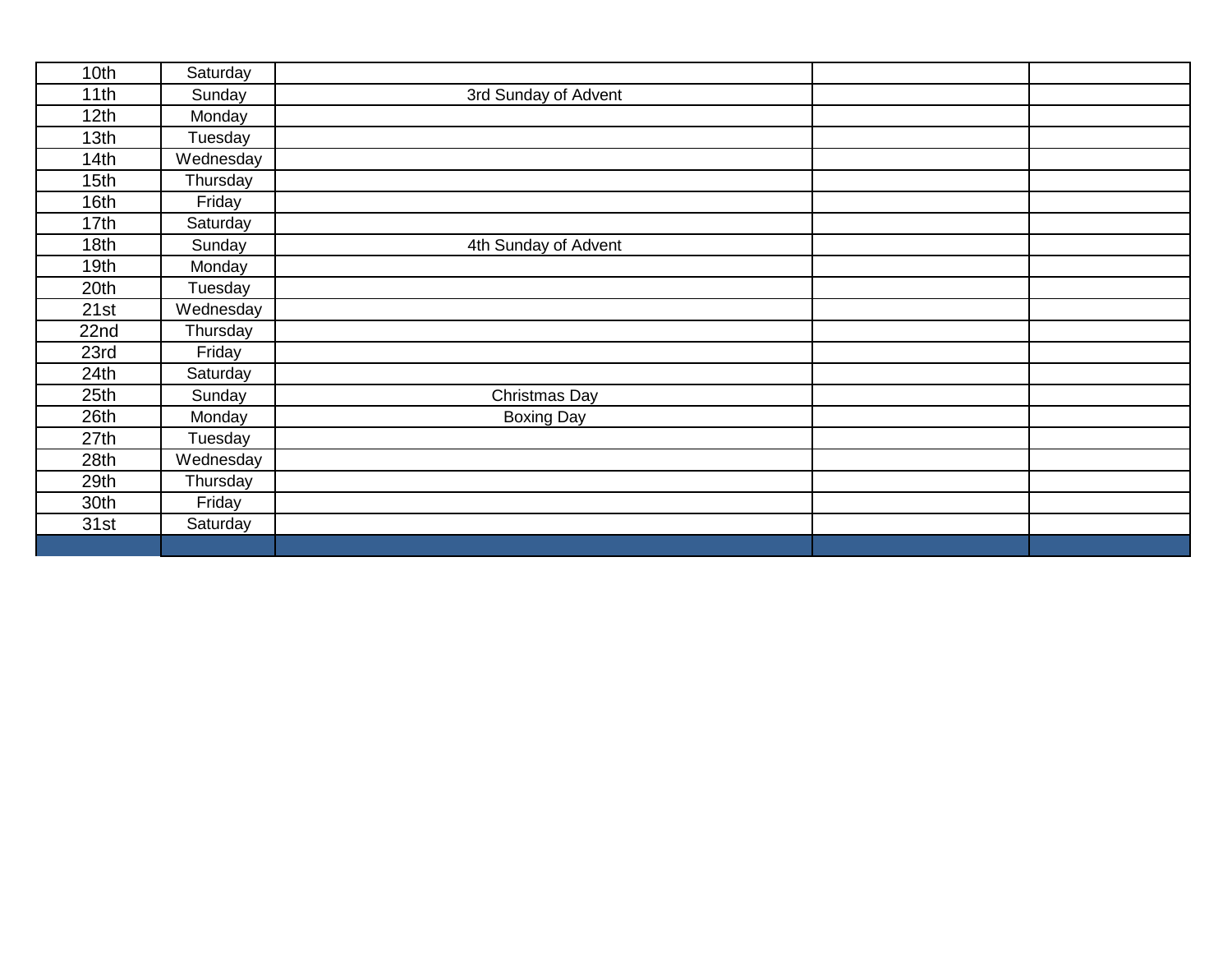| | | | | |
|---|---|---|---|---|
| 10th | Saturday | | | |
| 11th | Sunday | 3rd Sunday of Advent | | |
| 12th | Monday | | | |
| 13th | Tuesday | | | |
| 14th | Wednesday | | | |
| 15th | Thursday | | | |
| 16th | Friday | | | |
| 17th | Saturday | | | |
| 18th | Sunday | 4th Sunday of Advent | | |
| 19th | Monday | | | |
| 20th | Tuesday | | | |
| 21st | Wednesday | | | |
| 22nd | Thursday | | | |
| 23rd | Friday | | | |
| 24th | Saturday | | | |
| 25th | Sunday | Christmas Day | | |
| 26th | Monday | Boxing Day | | |
| 27th | Tuesday | | | |
| 28th | Wednesday | | | |
| 29th | Thursday | | | |
| 30th | Friday | | | |
| 31st | Saturday | | | |
| | | | | |